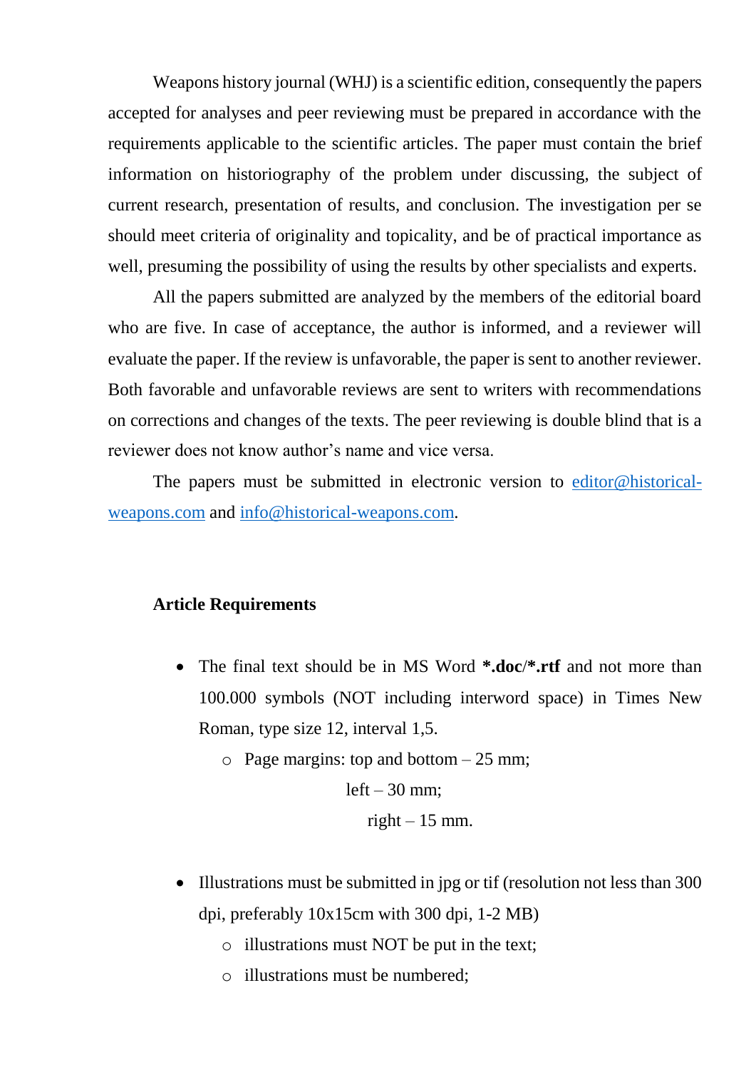Weapons history journal (WHJ) is a scientific edition, consequently the papers accepted for analyses and peer reviewing must be prepared in accordance with the requirements applicable to the scientific articles. The paper must contain the brief information on historiography of the problem under discussing, the subject of current research, presentation of results, and conclusion. The investigation per se should meet criteria of originality and topicality, and be of practical importance as well, presuming the possibility of using the results by other specialists and experts.

All the papers submitted are analyzed by the members of the editorial board who are five. In case of acceptance, the author is informed, and a reviewer will evaluate the paper. If the review is unfavorable, the paper is sent to another reviewer. Both favorable and unfavorable reviews are sent to writers with recommendations on corrections and changes of the texts. The peer reviewing is double blind that is a reviewer does not know author's name and vice versa.

The papers must be submitted in electronic version to [editor@historical-weapons.com](mailto:editor@historical-weapons.com) and [info@historical-weapons.com](mailto:info@historical-weapons.com).

**Article Requirements**

- The final text should be in MS Word ***.doc**/***.rtf** and not more than 100.000 symbols (NOT including interword space) in Times New Roman, type size 12, interval 1,5.
  - Page margins: top and bottom – 25 mm;
    left – 30 mm;
    right – 15 mm.

- Illustrations must be submitted in jpg or tif (resolution not less than 300 dpi, preferably 10x15cm with 300 dpi, 1-2 MB)
  - illustrations must NOT be put in the text;
  - illustrations must be numbered;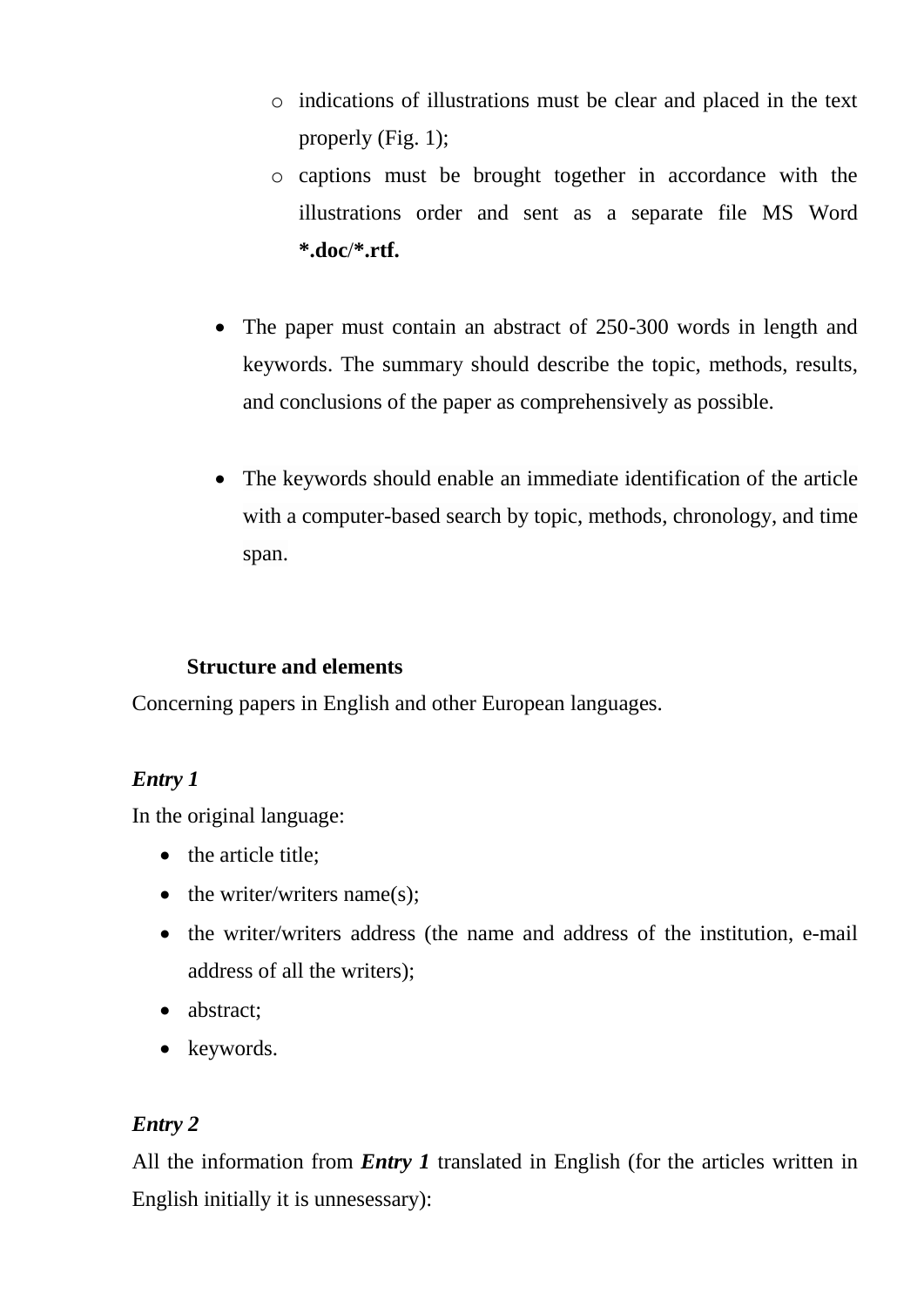- indications of illustrations must be clear and placed in the text properly (Fig. 1);
   - captions must be brought together in accordance with the illustrations order and sent as a separate file MS Word **\*.doc/\*.rtf.**

- The paper must contain an abstract of 250-300 words in length and keywords. The summary should describe the topic, methods, results, and conclusions of the paper as comprehensively as possible.

- The keywords should enable an immediate identification of the article with a computer-based search by topic, methods, chronology, and time span.

**Structure and elements**

Concerning papers in English and other European languages.

***Entry 1***

In the original language:

- the article title;
- the writer/writers name(s);
- the writer/writers address (the name and address of the institution, e-mail address of all the writers);
- abstract;
- keywords.

***Entry 2***

All the information from ***Entry 1*** translated in English (for the articles written in English initially it is unnesessary):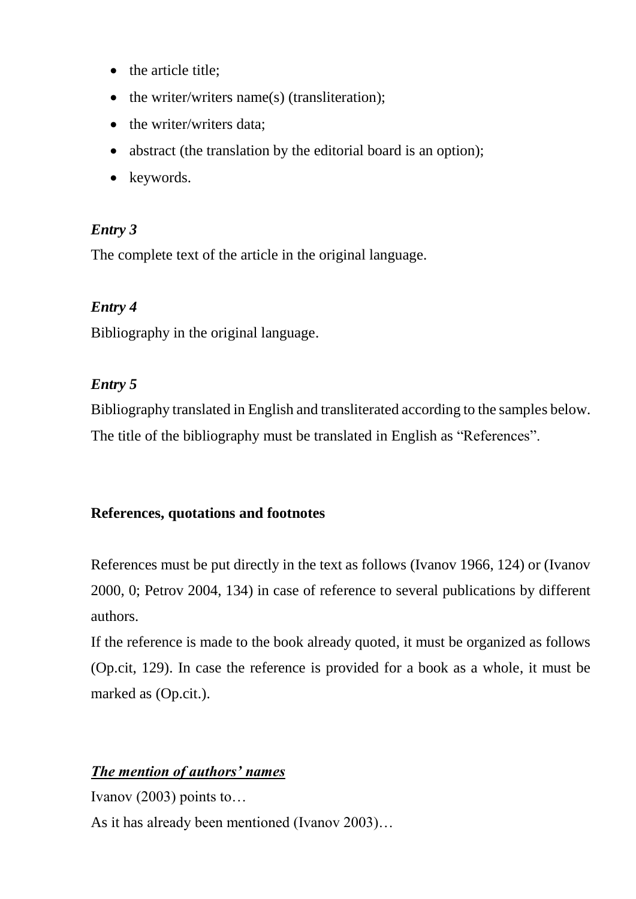- the article title;
- the writer/writers name(s) (transliteration);
- the writer/writers data;
- abstract (the translation by the editorial board is an option);
- keywords.

***Entry 3***

The complete text of the article in the original language.

***Entry 4***

Bibliography in the original language.

***Entry 5***

Bibliography translated in English and transliterated according to the samples below. The title of the bibliography must be translated in English as "References".

**References, quotations and footnotes**

References must be put directly in the text as follows (Ivanov 1966, 124) or (Ivanov 2000, 0; Petrov 2004, 134) in case of reference to several publications by different authors.

If the reference is made to the book already quoted, it must be organized as follows (Op.cit, 129). In case the reference is provided for a book as a whole, it must be marked as (Op.cit.).

***<u>The mention of authors' names</u>***

Ivanov (2003) points to…

As it has already been mentioned (Ivanov 2003)…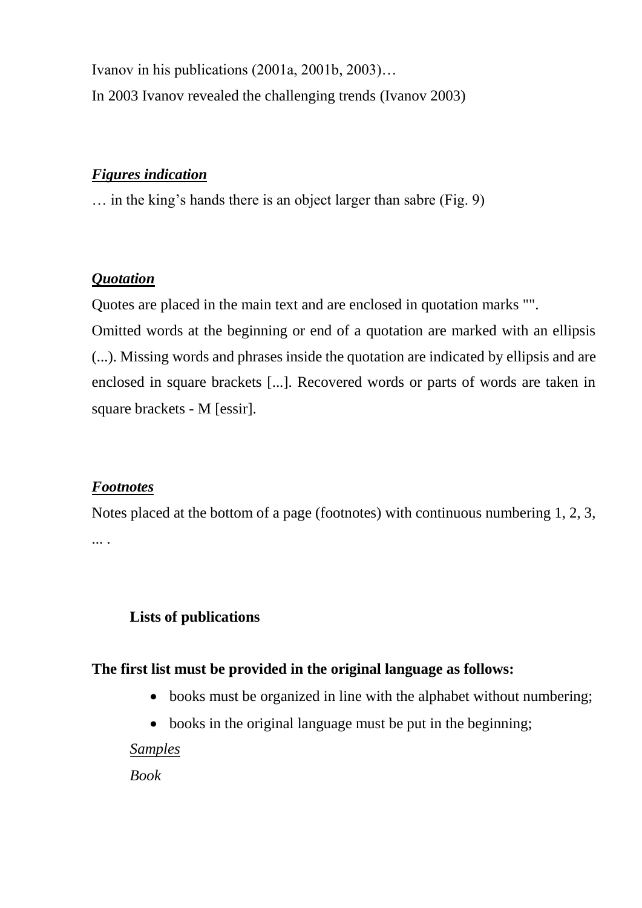Ivanov in his publications (2001a, 2001b, 2003)…

In 2003 Ivanov revealed the challenging trends (Ivanov 2003)

***<u>Figures indication</u>***

… in the king's hands there is an object larger than sabre (Fig. 9)

***<u>Quotation</u>***

Quotes are placed in the main text and are enclosed in quotation marks "".

Omitted words at the beginning or end of a quotation are marked with an ellipsis (...). Missing words and phrases inside the quotation are indicated by ellipsis and are enclosed in square brackets [...]. Recovered words or parts of words are taken in square brackets - M [essir].

***<u>Footnotes</u>***

Notes placed at the bottom of a page (footnotes) with continuous numbering 1, 2, 3, ... .

**Lists of publications**

**The first list must be provided in the original language as follows:**

- books must be organized in line with the alphabet without numbering;
- books in the original language must be put in the beginning;

*<u>Samples</u>*

*Book*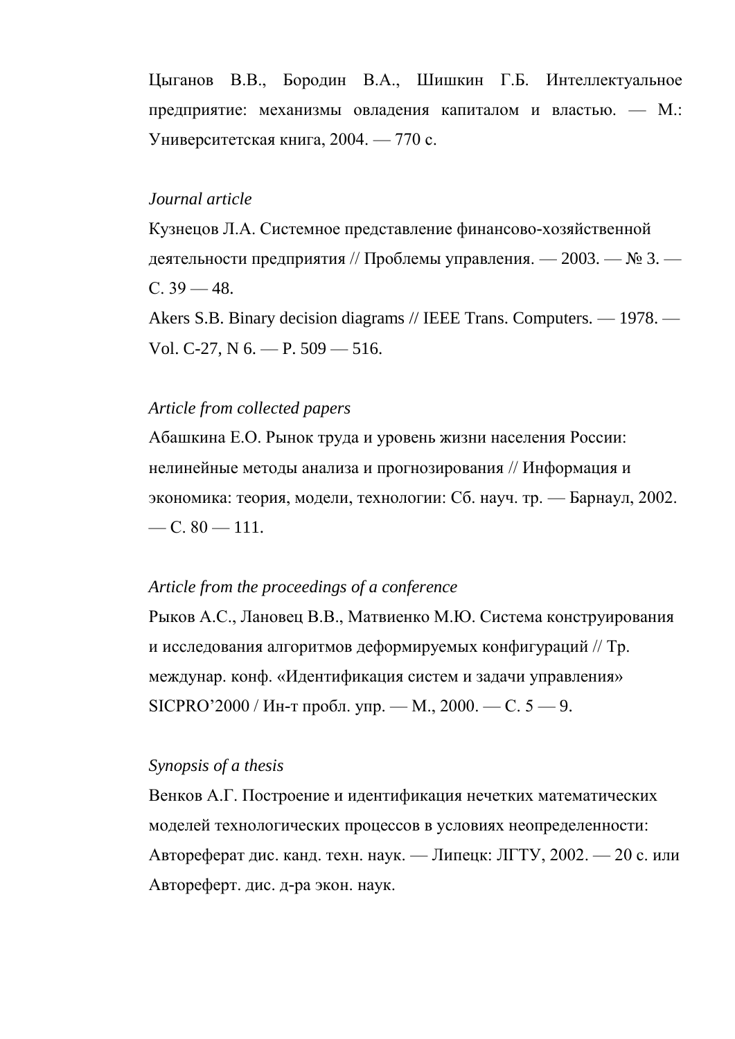Цыганов В.В., Бородин В.А., Шишкин Г.Б. Интеллектуальное предприятие: механизмы овладения капиталом и властью. — М.: Университетская книга, 2004. — 770 с.

*Journal article*

Кузнецов Л.А. Системное представление финансово-хозяйственной деятельности предприятия // Проблемы управления. — 2003. — № 3. — С. 39 — 48.

Akers S.B. Binary decision diagrams // IEEE Trans. Computers. — 1978. — Vol. C-27, N 6. — P. 509 — 516.

*Article from collected papers*

Абашкина Е.О. Рынок труда и уровень жизни населения России: нелинейные методы анализа и прогнозирования // Информация и экономика: теория, модели, технологии: Сб. науч. тр. — Барнаул, 2002. — С. 80 — 111.

*Article from the proceedings of a conference*

Рыков А.С., Лановец В.В., Матвиенко М.Ю. Система конструирования и исследования алгоритмов деформируемых конфигураций // Тр. междунар. конф. «Идентификация систем и задачи управления» SICPRO’2000 / Ин-т пробл. упр. — М., 2000. — С. 5 — 9.

*Synopsis of a thesis*

Венков А.Г. Построение и идентификация нечетких математических моделей технологических процессов в условиях неопределенности: Автореферат дис. канд. техн. наук. — Липецк: ЛГТУ, 2002. — 20 с. или Автореферт. дис. д-ра экон. наук.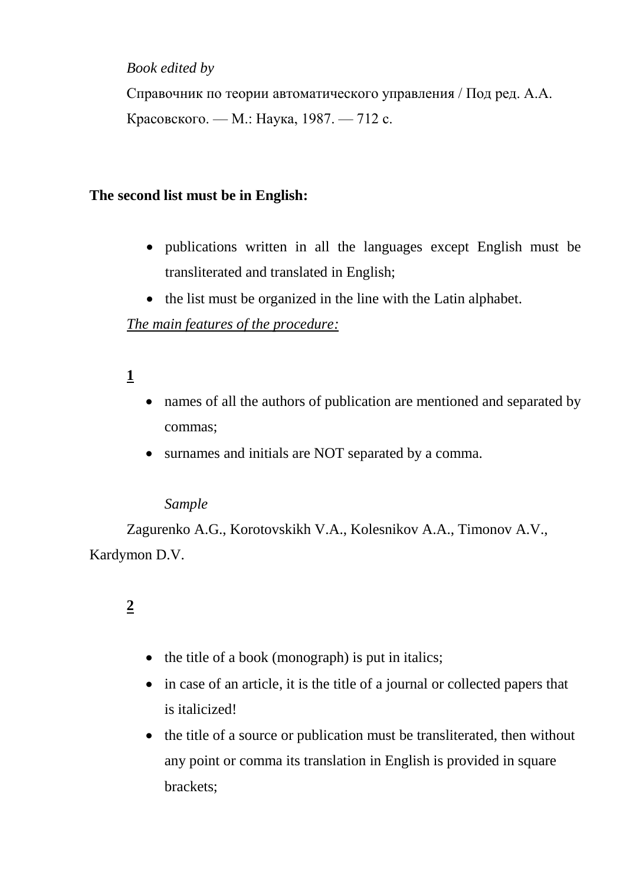*Book edited by*

Справочник по теории автоматического управления / Под ред. А.А. Красовского. — М.: Наука, 1987. — 712 с.

**The second list must be in English:**

- publications written in all the languages except English must be transliterated and translated in English;
- the list must be organized in the line with the Latin alphabet.

*<u>The main features of the procedure:</u>*

**<u>1</u>**

- names of all the authors of publication are mentioned and separated by commas;
- surnames and initials are NOT separated by a comma.

*Sample*

Zagurenko A.G., Korotovskikh V.A., Kolesnikov A.A., Timonov A.V., Kardymon D.V.

**<u>2</u>**

- the title of a book (monograph) is put in italics;
- in case of an article, it is the title of a journal or collected papers that is italicized!
- the title of a source or publication must be transliterated, then without any point or comma its translation in English is provided in square brackets;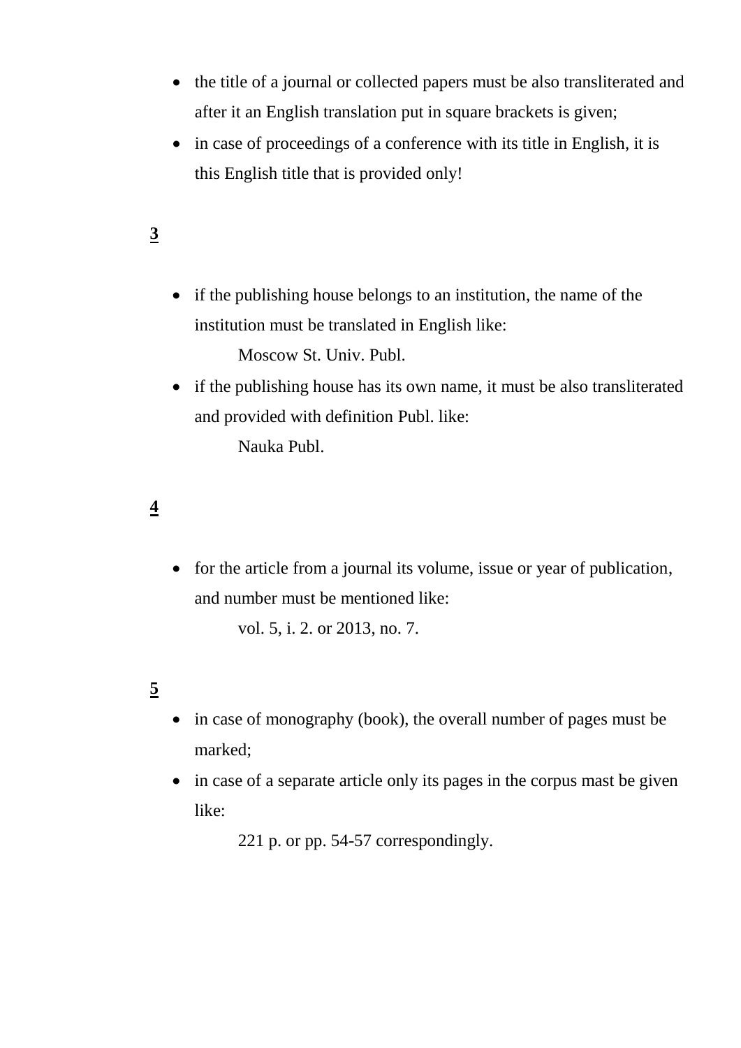- the title of a journal or collected papers must be also transliterated and after it an English translation put in square brackets is given;
- in case of proceedings of a conference with its title in English, it is this English title that is provided only!

**3**

- if the publishing house belongs to an institution, the name of the institution must be translated in English like:

  Moscow St. Univ. Publ.

- if the publishing house has its own name, it must be also transliterated and provided with definition Publ. like:

  Nauka Publ.

**4**

- for the article from a journal its volume, issue or year of publication, and number must be mentioned like:

  vol. 5, i. 2. or 2013, no. 7.

**5**

- in case of monography (book), the overall number of pages must be marked;
- in case of a separate article only its pages in the corpus mast be given like:

  221 p. or pp. 54-57 correspondingly.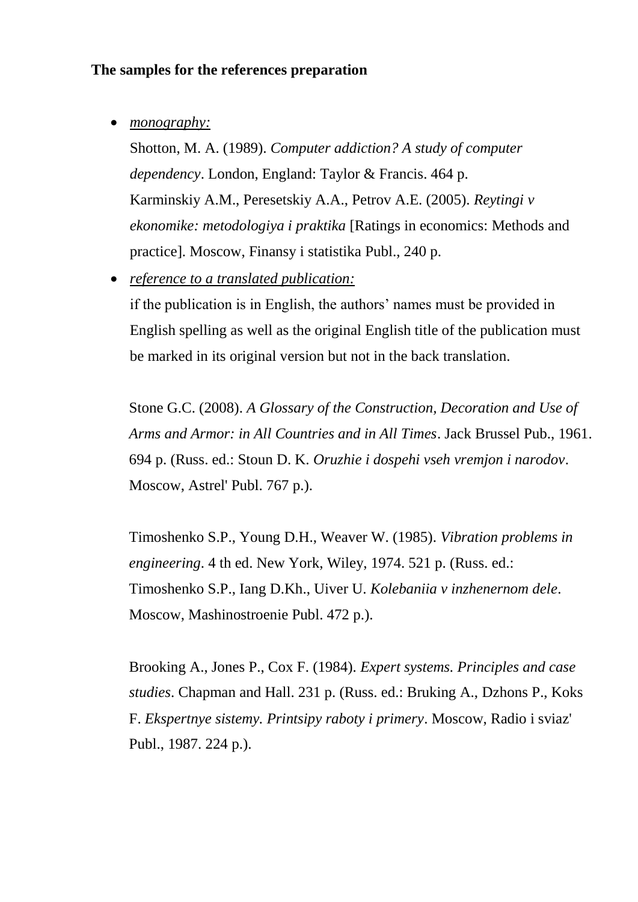**The samples for the references preparation**

- <u>*monography:*</u>

  Shotton, M. A. (1989). *Computer addiction? A study of computer dependency*. London, England: Taylor & Francis. 464 p.
  Karminskiy A.M., Peresetskiy A.A., Petrov A.E. (2005). *Reytingi v ekonomike: metodologiya i praktika* [Ratings in economics: Methods and practice]. Moscow, Finansy i statistika Publ., 240 p.

- <u>*reference to a translated publication:*</u>

  if the publication is in English, the authors' names must be provided in English spelling as well as the original English title of the publication must be marked in its original version but not in the back translation.

  Stone G.C. (2008). *A Glossary of the Construction, Decoration and Use of Arms and Armor: in All Countries and in All Times*. Jack Brussel Pub., 1961. 694 p. (Russ. ed.: Stoun D. K. *Oruzhie i dospehi vseh vremjon i narodov*. Moscow, Astrel' Publ. 767 p.).

  Timoshenko S.P., Young D.H., Weaver W. (1985). *Vibration problems in engineering*. 4 th ed. New York, Wiley, 1974. 521 p. (Russ. ed.: Timoshenko S.P., Iang D.Kh., Uiver U. *Kolebaniia v inzhenernom dele*. Moscow, Mashinostroenie Publ. 472 p.).

  Brooking A., Jones P., Cox F. (1984). *Expert systems. Principles and case studies*. Chapman and Hall. 231 p. (Russ. ed.: Bruking A., Dzhons P., Koks F. *Ekspertnye sistemy. Printsipy raboty i primery*. Moscow, Radio i sviaz' Publ., 1987. 224 p.).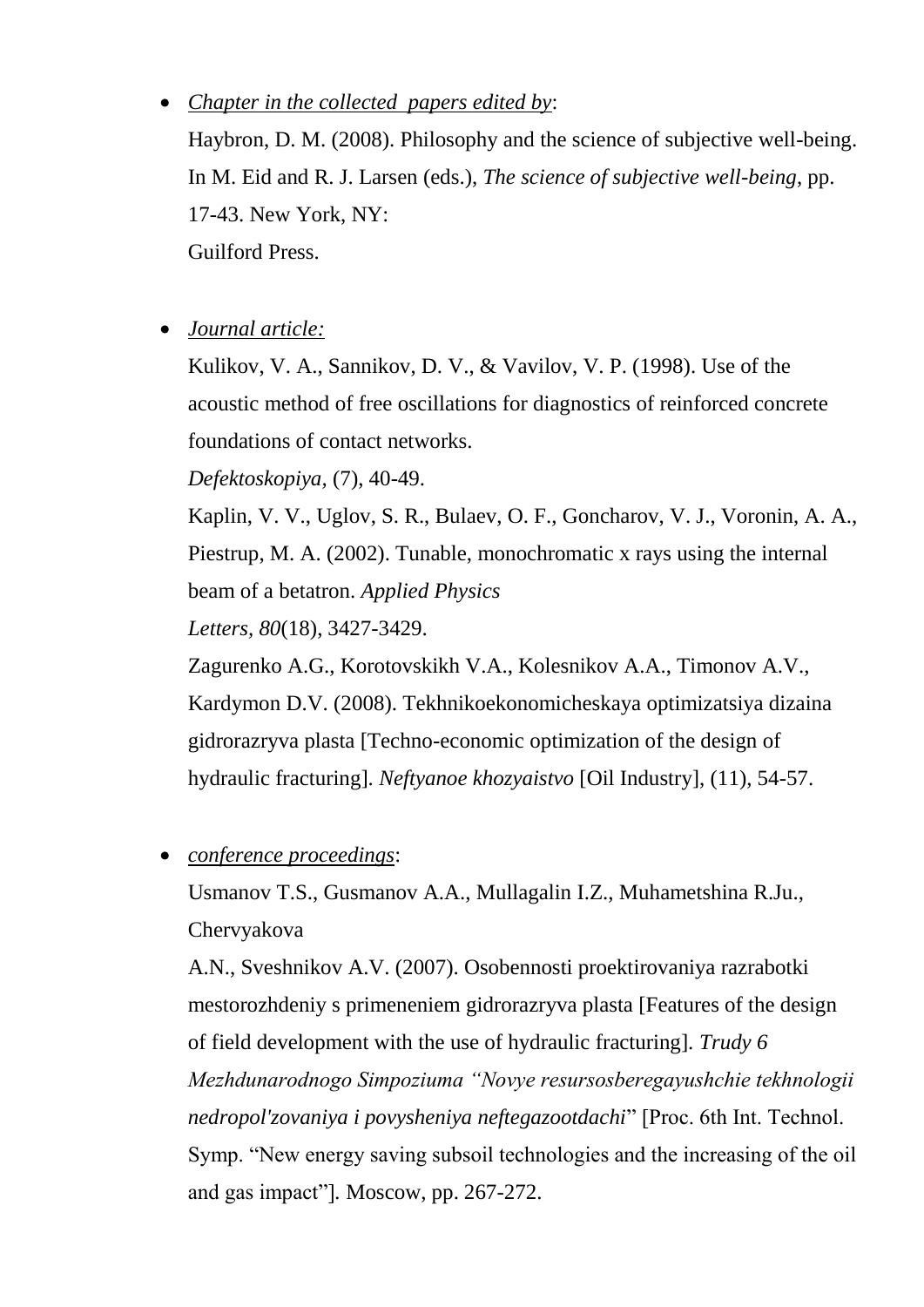- *Chapter in the collected papers edited by*:

  Haybron, D. M. (2008). Philosophy and the science of subjective well-being. In M. Eid and R. J. Larsen (eds.), *The science of subjective well-being*, pp. 17-43. New York, NY: Guilford Press.

- *Journal article:*

  Kulikov, V. A., Sannikov, D. V., & Vavilov, V. P. (1998). Use of the acoustic method of free oscillations for diagnostics of reinforced concrete foundations of contact networks. *Defektoskopiya*, (7), 40-49.

  Kaplin, V. V., Uglov, S. R., Bulaev, O. F., Goncharov, V. J., Voronin, A. A., Piestrup, M. A. (2002). Tunable, monochromatic x rays using the internal beam of a betatron. *Applied Physics Letters, 80*(18), 3427-3429.

  Zagurenko A.G., Korotovskikh V.A., Kolesnikov A.A., Timonov A.V., Kardymon D.V. (2008). Tekhnikoekonomicheskaya optimizatsiya dizaina gidrorazryva plasta [Techno-economic optimization of the design of hydraulic fracturing]. *Neftyanoe khozyaistvo* [Oil Industry], (11), 54-57.

- *conference proceedings*:

  Usmanov T.S., Gusmanov A.A., Mullagalin I.Z., Muhametshina R.Ju., Chervyakova A.N., Sveshnikov A.V. (2007). Osobennosti proektirovaniya razrabotki mestorozhdeniy s primeneniem gidrorazryva plasta [Features of the design of field development with the use of hydraulic fracturing]. *Trudy 6 Mezhdunarodnogo Simpoziuma "Novye resursosberegayushchie tekhnologii nedropol'zovaniya i povysheniya neftegazootdachi*" [Proc. 6th Int. Technol. Symp. "New energy saving subsoil technologies and the increasing of the oil and gas impact"]. Moscow, pp. 267-272.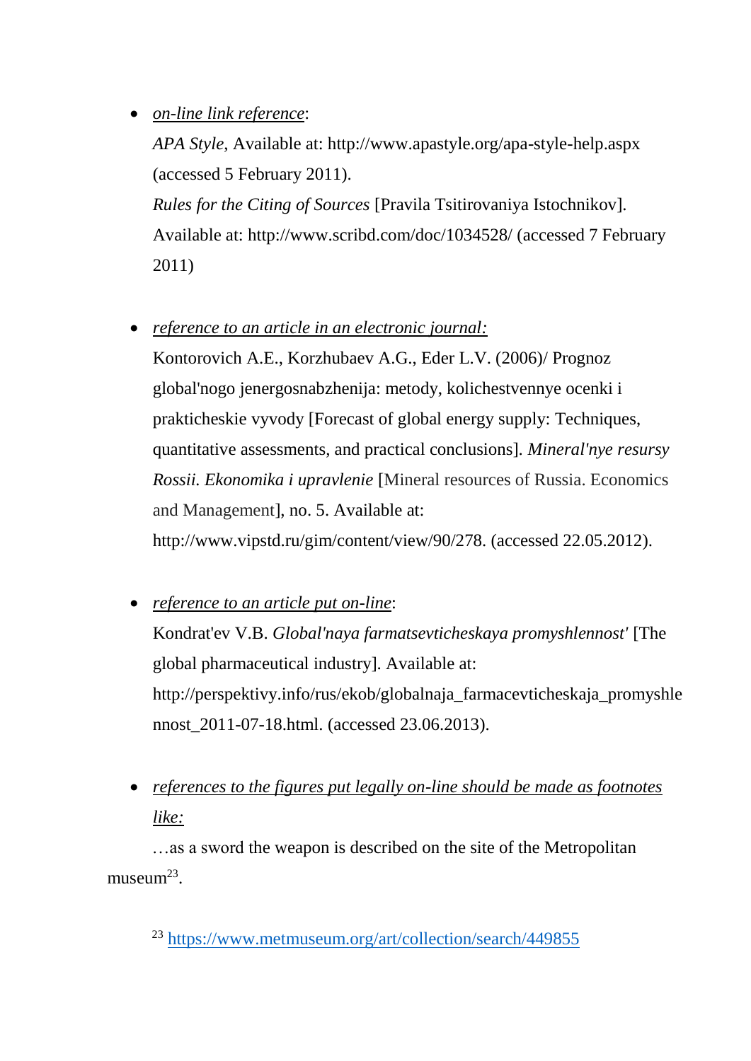- *on-line link reference*:
  *APA Style*, Available at: http://www.apastyle.org/apa-style-help.aspx (accessed 5 February 2011).
  *Rules for the Citing of Sources* [Pravila Tsitirovaniya Istochnikov]. Available at: http://www.scribd.com/doc/1034528/ (accessed 7 February 2011)

- *reference to an article in an electronic journal:*
  Kontorovich A.E., Korzhubaev A.G., Eder L.V. (2006)/ Prognoz global'nogo jenergosnabzhenija: metody, kolichestvennye ocenki i prakticheskie vyvody [Forecast of global energy supply: Techniques, quantitative assessments, and practical conclusions]. *Mineral'nye resursy Rossii. Ekonomika i upravlenie* [Mineral resources of Russia. Economics and Management], no. 5. Available at: http://www.vipstd.ru/gim/content/view/90/278. (accessed 22.05.2012).

- *reference to an article put on-line*:
  Kondrat'ev V.B. *Global'naya farmatsevticheskaya promyshlennost'* [The global pharmaceutical industry]. Available at: http://perspektivy.info/rus/ekob/globalnaja_farmacevticheskaja_promyshlennost_2011-07-18.html. (accessed 23.06.2013).

- *references to the figures put legally on-line should be made as footnotes like:*

  …as a sword the weapon is described on the site of the Metropolitan museum[23].

[23] https://www.metmuseum.org/art/collection/search/449855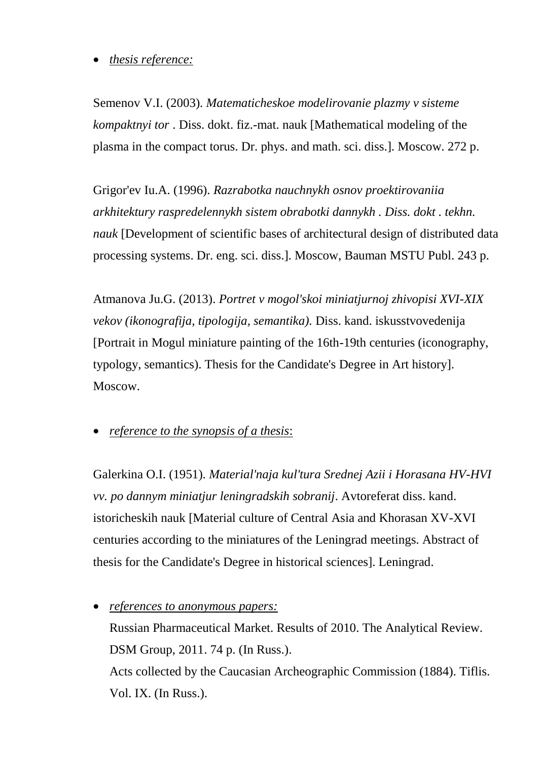- *thesis reference:*

Semenov V.I. (2003). *Matematicheskoe modelirovanie plazmy v sisteme kompaktnyi tor* . Diss. dokt. fiz.-mat. nauk [Mathematical modeling of the plasma in the compact torus. Dr. phys. and math. sci. diss.]. Moscow. 272 p.

Grigor'ev Iu.A. (1996). *Razrabotka nauchnykh osnov proektirovaniia arkhitektury raspredelennykh sistem obrabotki dannykh . Diss. dokt . tekhn. nauk* [Development of scientific bases of architectural design of distributed data processing systems. Dr. eng. sci. diss.]. Moscow, Bauman MSTU Publ. 243 p.

Atmanova Ju.G. (2013). *Portret v mogol'skoi miniatjurnoj zhivopisi XVI-XIX vekov (ikonografija, tipologija, semantika).* Diss. kand. iskusstvovedenija [Portrait in Mogul miniature painting of the 16th-19th centuries (iconography, typology, semantics). Thesis for the Candidate's Degree in Art history]. Moscow.

- *reference to the synopsis of a thesis*:

Galerkina O.I. (1951). *Material'naja kul'tura Srednej Azii i Horasana HV-HVI vv. po dannym miniatjur leningradskih sobranij*. Avtoreferat diss. kand. istoricheskih nauk [Material culture of Central Asia and Khorasan XV-XVI centuries according to the miniatures of the Leningrad meetings. Abstract of thesis for the Candidate's Degree in historical sciences]. Leningrad.

- *references to anonymous papers:*
  Russian Pharmaceutical Market. Results of 2010. The Analytical Review. DSM Group, 2011. 74 p. (In Russ.).
  Acts collected by the Caucasian Archeographic Commission (1884). Tiflis. Vol. IX. (In Russ.).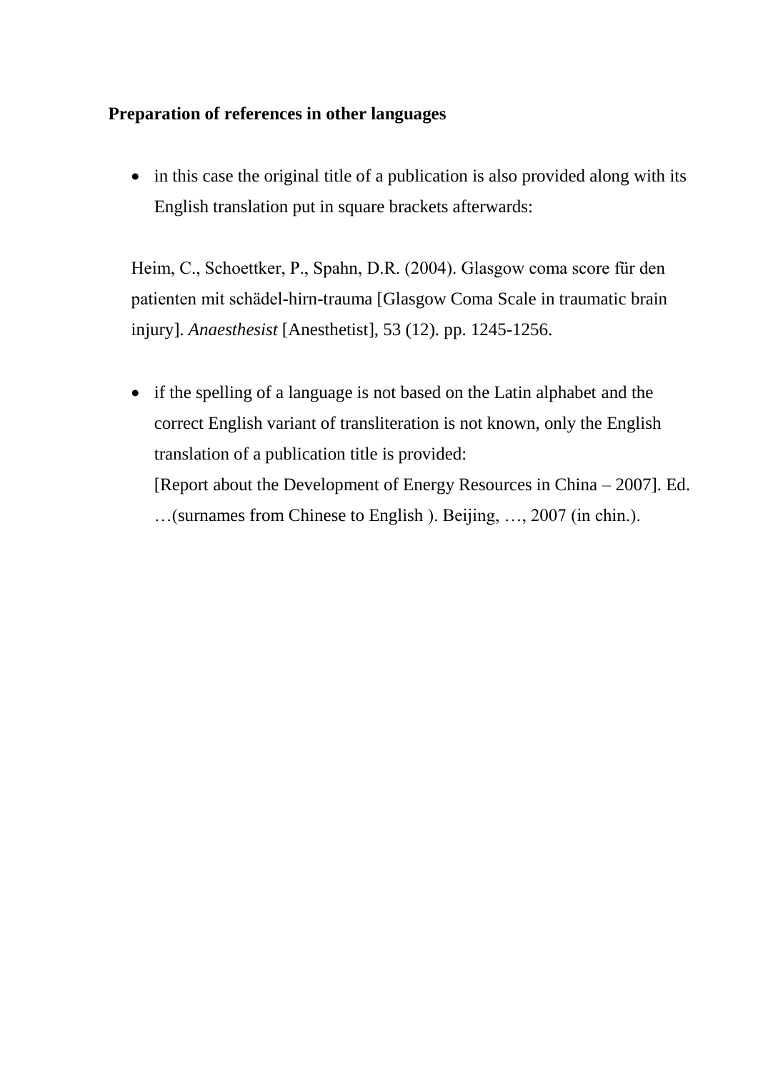**Preparation of references in other languages**

- in this case the original title of a publication is also provided along with its English translation put in square brackets afterwards:

Heim, C., Schoettker, P., Spahn, D.R. (2004). Glasgow coma score für den patienten mit schädel-hirn-trauma [Glasgow Coma Scale in traumatic brain injury]. *Anaesthesist* [Anesthetist], 53 (12). pp. 1245-1256.

- if the spelling of a language is not based on the Latin alphabet and the correct English variant of transliteration is not known, only the English translation of a publication title is provided:
  [Report about the Development of Energy Resources in China – 2007]. Ed. …(surnames from Chinese to English ). Beijing, …, 2007 (in chin.).